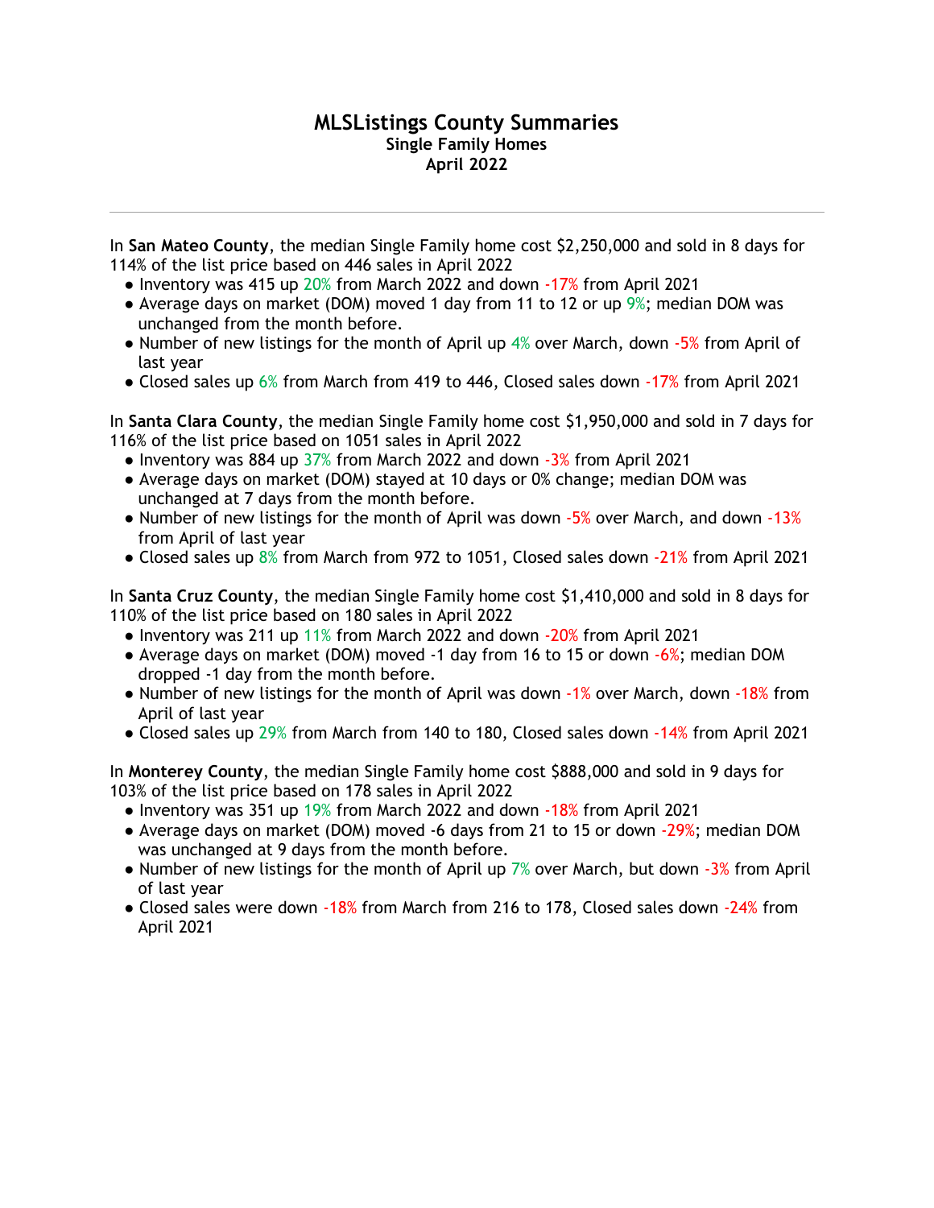# MLSListings County Summaries

### Single Family Homes

### April 2022

---

In **San Mateo County**, the median Single Family home cost $2,250,000 and sold in 8 days for 114% of the list price based on 446 sales in April 2022

- Inventory was 415 up 20% from March 2022 and down -17% from April 2021
- Average days on market (DOM) moved 1 day from 11 to 12 or up 9%; median DOM was unchanged from the month before.
- Number of new listings for the month of April up 4% over March, down -5% from April of last year
- Closed sales up 6% from March from 419 to 446, Closed sales down -17% from April 2021

In **Santa Clara County**, the median Single Family home cost $1,950,000 and sold in 7 days for 116% of the list price based on 1051 sales in April 2022

- Inventory was 884 up 37% from March 2022 and down -3% from April 2021
- Average days on market (DOM) stayed at 10 days or 0% change; median DOM was unchanged at 7 days from the month before.
- Number of new listings for the month of April was down -5% over March, and down -13% from April of last year
- Closed sales up 8% from March from 972 to 1051, Closed sales down -21% from April 2021

In **Santa Cruz County**, the median Single Family home cost $1,410,000 and sold in 8 days for 110% of the list price based on 180 sales in April 2022

- Inventory was 211 up 11% from March 2022 and down -20% from April 2021
- Average days on market (DOM) moved -1 day from 16 to 15 or down -6%; median DOM dropped -1 day from the month before.
- Number of new listings for the month of April was down -1% over March, down -18% from April of last year
- Closed sales up 29% from March from 140 to 180, Closed sales down -14% from April 2021

In **Monterey County**, the median Single Family home cost $888,000 and sold in 9 days for 103% of the list price based on 178 sales in April 2022

- Inventory was 351 up 19% from March 2022 and down -18% from April 2021
- Average days on market (DOM) moved -6 days from 21 to 15 or down -29%; median DOM was unchanged at 9 days from the month before.
- Number of new listings for the month of April up 7% over March, but down -3% from April of last year
- Closed sales were down -18% from March from 216 to 178, Closed sales down -24% from April 2021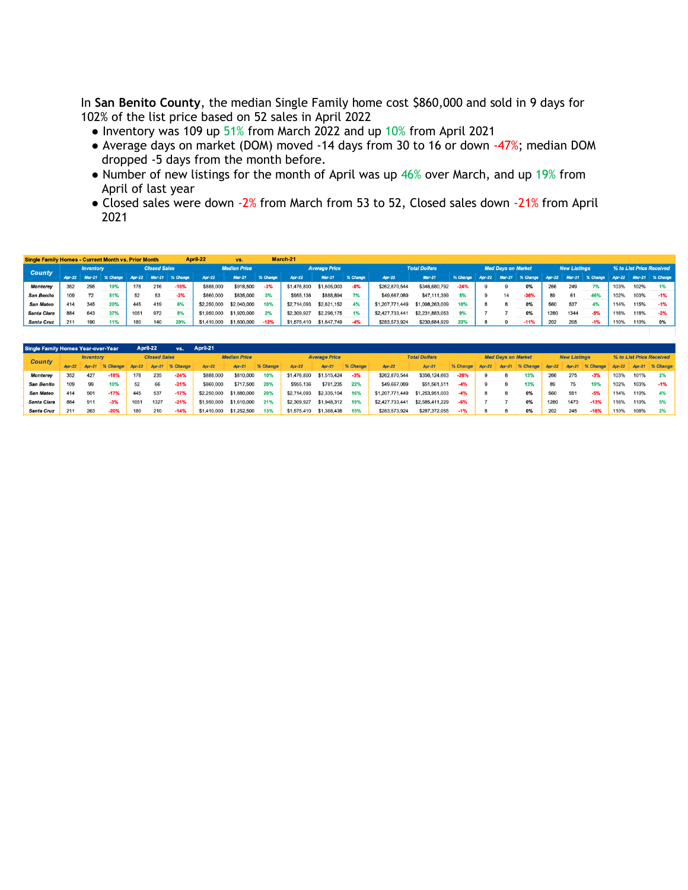In **San Benito County**, the median Single Family home cost $860,000 and sold in 9 days for 102% of the list price based on 52 sales in April 2022

- Inventory was 109 up 51% from March 2022 and up 10% from April 2021
- Average days on market (DOM) moved -14 days from 30 to 16 or down -47%; median DOM dropped -5 days from the month before.
- Number of new listings for the month of April was up 46% over March, and up 19% from April of last year
- Closed sales were down -2% from March from 53 to 52, Closed sales down -21% from April 2021

**Single Family Homes - Current Month vs. Prior Month** April-22 vs. March-21

| County | Inventory | | | Closed Sales | | | Median Price | | | Average Price | | | Total Dollars | | | Med Days on Market | | | New Listings | | | % to List Price Received | | |
|---|---|---|---|---|---|---|---|---|---|---|---|---|---|---|---|---|---|---|---|---|---|---|---|---|
| | Apr-22 | Mar-21 | % Change | Apr-22 | Mar-21 | % Change | Apr-22 | Mar-21 | % Change | Apr-22 | Mar-21 | % Change | Apr-22 | Mar-21 | % Change | Apr-22 | Mar-21 | % Change | Apr-22 | Mar-21 | % Change | Apr-22 | Mar-21 | % Change |
| Monterey | 352 | 295 | 19% | 178 | 216 | -18% | $888,000 | $918,500 | -3% | $1,476,800 | $1,605,003 | -8% | $262,870,544 | $346,680,792 | -24% | 9 | 9 | 0% | 266 | 249 | 7% | 103% | 102% | 1% |
| San Benito | 109 | 72 | 51% | 52 | 53 | -2% | $860,000 | $835,000 | 3% | $955,136 | $888,894 | 7% | $49,667,089 | $47,111,399 | 5% | 9 | 14 | -36% | 89 | 61 | 46% | 102% | 103% | -1% |
| San Mateo | 414 | 345 | 20% | 445 | 419 | 6% | $2,250,000 | $2,040,000 | 10% | $2,714,093 | $2,621,152 | 4% | $1,207,771,449 | $1,098,263,009 | 10% | 8 | 8 | 0% | 560 | 537 | 4% | 114% | 115% | -1% |
| Santa Clara | 884 | 643 | 37% | 1051 | 972 | 8% | $1,950,000 | $1,920,000 | 2% | $2,309,927 | $2,296,175 | 1% | $2,427,733,441 | $2,231,883,053 | 9% | 7 | 7 | 0% | 1280 | 1344 | -5% | 116% | 118% | -2% |
| Santa Cruz | 211 | 190 | 11% | 180 | 140 | 29% | $1,410,000 | $1,600,000 | -12% | $1,575,410 | $1,647,749 | -4% | $283,573,924 | $230,684,929 | 23% | 8 | 9 | -11% | 202 | 205 | -1% | 110% | 110% | 0% |

**Single Family Homes Year-over-Year** April-22 vs. April-21

| County | Inventory | | | Closed Sales | | | Median Price | | | Average Price | | | Total Dollars | | | Med Days on Market | | | New Listings | | | % to List Price Received | | |
|---|---|---|---|---|---|---|---|---|---|---|---|---|---|---|---|---|---|---|---|---|---|---|---|---|
| | Apr-22 | Apr-21 | % Change | Apr-22 | Apr-21 | % Change | Apr-22 | Apr-21 | % Change | Apr-22 | Apr-21 | % Change | Apr-22 | Apr-21 | % Change | Apr-22 | Apr-21 | % Change | Apr-22 | Apr-21 | % Change | Apr-22 | Apr-21 | % Change |
| Monterey | 352 | 427 | -18% | 178 | 235 | -24% | $888,000 | $810,000 | 10% | $1,476,800 | $1,515,424 | -3% | $262,870,544 | $356,124,663 | -26% | 9 | 8 | 13% | 266 | 275 | -3% | 103% | 101% | 2% |
| San Benito | 109 | 99 | 10% | 52 | 66 | -21% | $860,000 | $717,500 | 20% | $955,136 | $781,235 | 22% | $49,667,089 | $51,561,511 | -4% | 9 | 8 | 13% | 89 | 75 | 19% | 102% | 103% | -1% |
| San Mateo | 414 | 501 | -17% | 445 | 537 | -17% | $2,250,000 | $1,880,000 | 20% | $2,714,093 | $2,335,104 | 16% | $1,207,771,449 | $1,253,951,003 | -4% | 8 | 8 | 0% | 560 | 591 | -5% | 114% | 110% | 4% |
| Santa Clara | 884 | 911 | -3% | 1051 | 1327 | -21% | $1,950,000 | $1,610,000 | 21% | $2,309,927 | $1,948,312 | 19% | $2,427,733,441 | $2,585,411,229 | -6% | 7 | 7 | 0% | 1280 | 1473 | -13% | 116% | 110% | 5% |
| Santa Cruz | 211 | 263 | -20% | 180 | 210 | -14% | $1,410,000 | $1,252,500 | 13% | $1,575,410 | $1,368,438 | 15% | $283,573,924 | $287,372,055 | -1% | 8 | 8 | 0% | 202 | 245 | -18% | 110% | 108% | 2% |